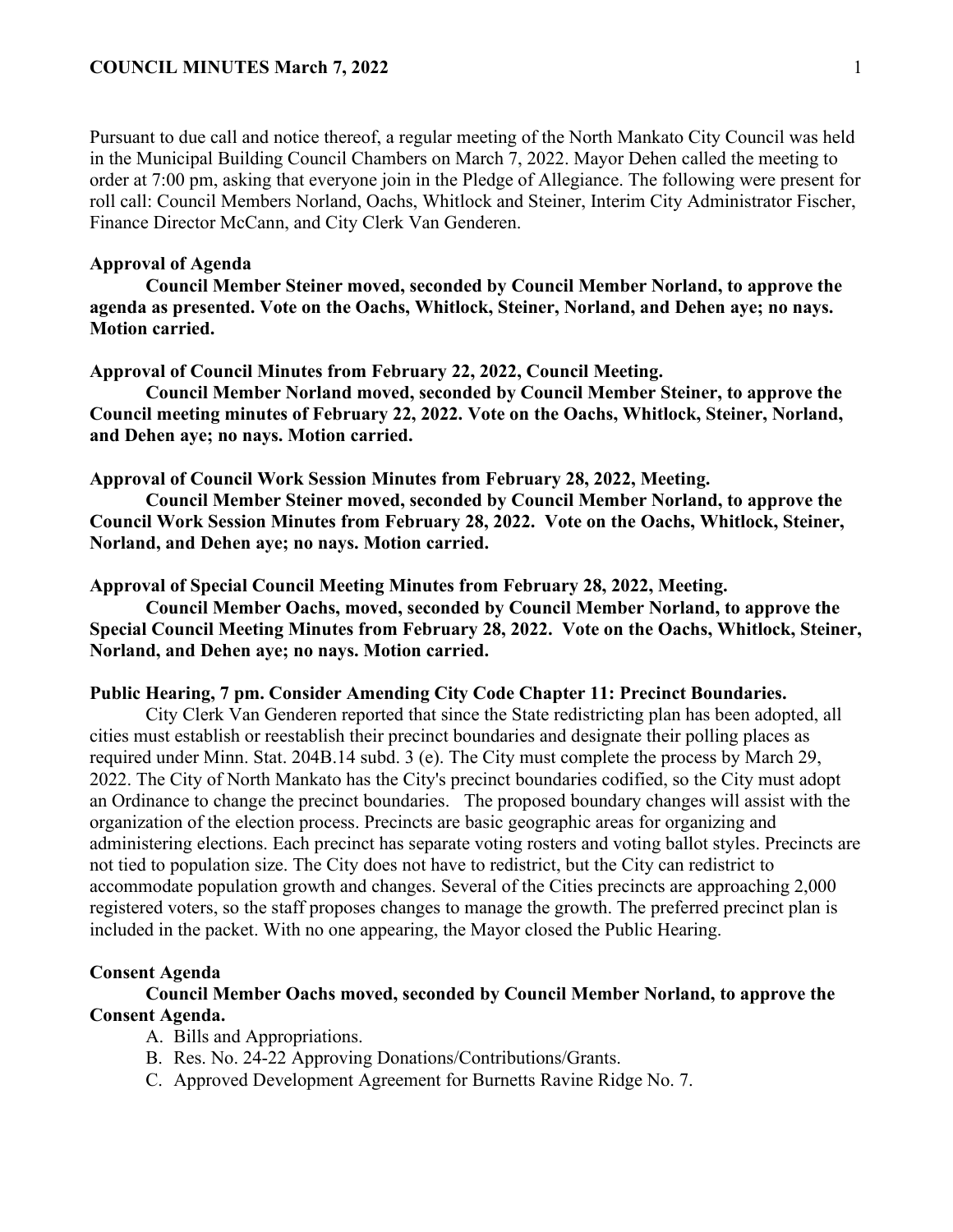Pursuant to due call and notice thereof, a regular meeting of the North Mankato City Council was held in the Municipal Building Council Chambers on March 7, 2022. Mayor Dehen called the meeting to order at 7:00 pm, asking that everyone join in the Pledge of Allegiance. The following were present for roll call: Council Members Norland, Oachs, Whitlock and Steiner, Interim City Administrator Fischer, Finance Director McCann, and City Clerk Van Genderen.

**Approval of Agenda**

**Council Member Steiner moved, seconded by Council Member Norland, to approve the agenda as presented. Vote on the Oachs, Whitlock, Steiner, Norland, and Dehen aye; no nays. Motion carried.**

**Approval of Council Minutes from February 22, 2022, Council Meeting.**

**Council Member Norland moved, seconded by Council Member Steiner, to approve the Council meeting minutes of February 22, 2022. Vote on the Oachs, Whitlock, Steiner, Norland, and Dehen aye; no nays. Motion carried.**

**Approval of Council Work Session Minutes from February 28, 2022, Meeting.**

**Council Member Steiner moved, seconded by Council Member Norland, to approve the Council Work Session Minutes from February 28, 2022. Vote on the Oachs, Whitlock, Steiner, Norland, and Dehen aye; no nays. Motion carried.**

**Approval of Special Council Meeting Minutes from February 28, 2022, Meeting.**

**Council Member Oachs, moved, seconded by Council Member Norland, to approve the Special Council Meeting Minutes from February 28, 2022. Vote on the Oachs, Whitlock, Steiner, Norland, and Dehen aye; no nays. Motion carried.**

**Public Hearing, 7 pm. Consider Amending City Code Chapter 11: Precinct Boundaries.**

City Clerk Van Genderen reported that since the State redistricting plan has been adopted, all cities must establish or reestablish their precinct boundaries and designate their polling places as required under Minn. Stat. 204B.14 subd. 3 (e). The City must complete the process by March 29, 2022. The City of North Mankato has the City's precinct boundaries codified, so the City must adopt an Ordinance to change the precinct boundaries. The proposed boundary changes will assist with the organization of the election process. Precincts are basic geographic areas for organizing and administering elections. Each precinct has separate voting rosters and voting ballot styles. Precincts are not tied to population size. The City does not have to redistrict, but the City can redistrict to accommodate population growth and changes. Several of the Cities precincts are approaching 2,000 registered voters, so the staff proposes changes to manage the growth. The preferred precinct plan is included in the packet. With no one appearing, the Mayor closed the Public Hearing.

**Consent Agenda**

**Council Member Oachs moved, seconded by Council Member Norland, to approve the Consent Agenda.**

A. Bills and Appropriations.
B. Res. No. 24-22 Approving Donations/Contributions/Grants.
C. Approved Development Agreement for Burnetts Ravine Ridge No. 7.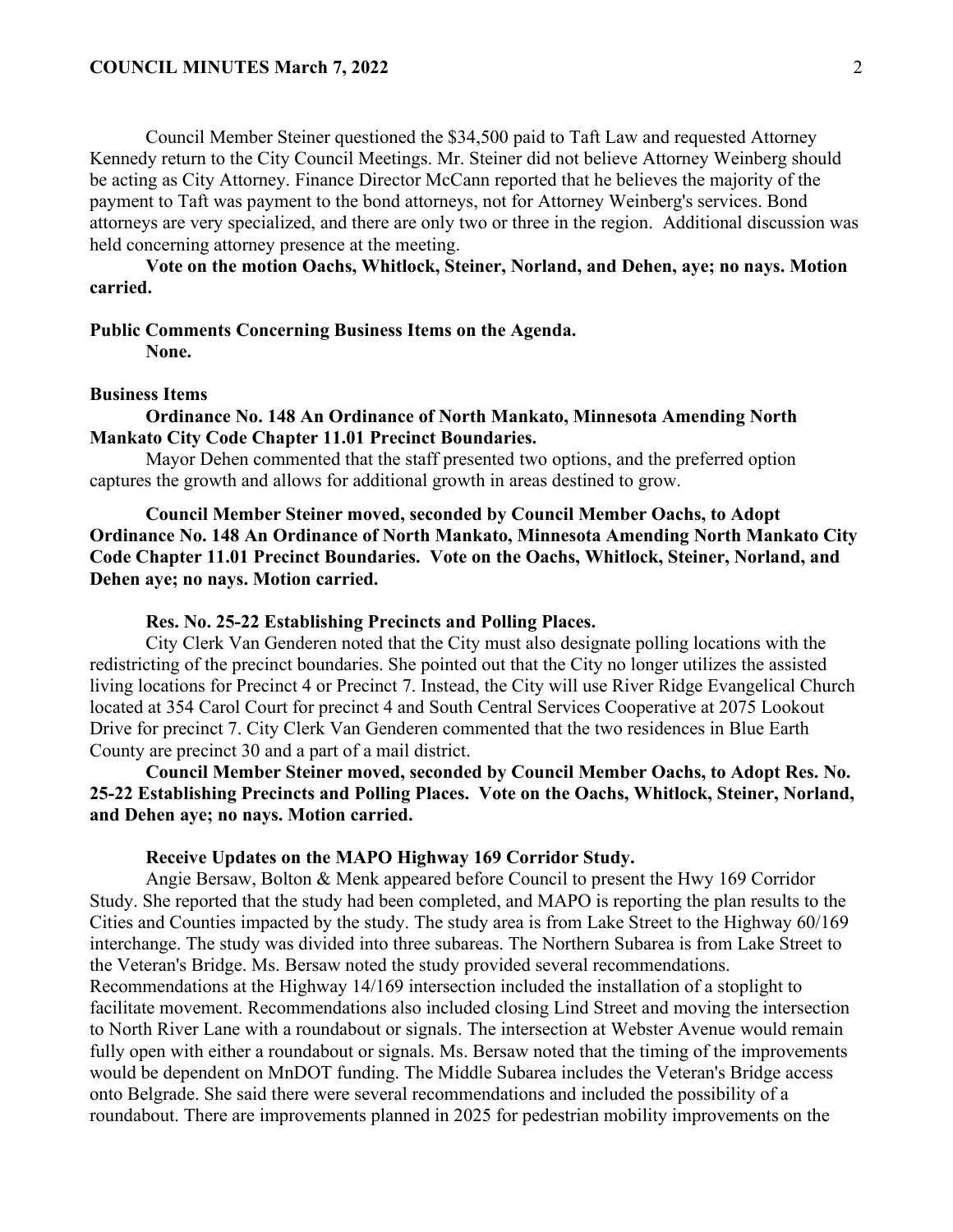Council Member Steiner questioned the $34,500 paid to Taft Law and requested Attorney Kennedy return to the City Council Meetings. Mr. Steiner did not believe Attorney Weinberg should be acting as City Attorney. Finance Director McCann reported that he believes the majority of the payment to Taft was payment to the bond attorneys, not for Attorney Weinberg's services. Bond attorneys are very specialized, and there are only two or three in the region. Additional discussion was held concerning attorney presence at the meeting.

**Vote on the motion Oachs, Whitlock, Steiner, Norland, and Dehen, aye; no nays. Motion carried.**

**Public Comments Concerning Business Items on the Agenda.**

**None.**

**Business Items**

**Ordinance No. 148 An Ordinance of North Mankato, Minnesota Amending North Mankato City Code Chapter 11.01 Precinct Boundaries.**

Mayor Dehen commented that the staff presented two options, and the preferred option captures the growth and allows for additional growth in areas destined to grow.

**Council Member Steiner moved, seconded by Council Member Oachs, to Adopt Ordinance No. 148 An Ordinance of North Mankato, Minnesota Amending North Mankato City Code Chapter 11.01 Precinct Boundaries. Vote on the Oachs, Whitlock, Steiner, Norland, and Dehen aye; no nays. Motion carried.**

**Res. No. 25-22 Establishing Precincts and Polling Places.**

City Clerk Van Genderen noted that the City must also designate polling locations with the redistricting of the precinct boundaries. She pointed out that the City no longer utilizes the assisted living locations for Precinct 4 or Precinct 7. Instead, the City will use River Ridge Evangelical Church located at 354 Carol Court for precinct 4 and South Central Services Cooperative at 2075 Lookout Drive for precinct 7. City Clerk Van Genderen commented that the two residences in Blue Earth County are precinct 30 and a part of a mail district.

**Council Member Steiner moved, seconded by Council Member Oachs, to Adopt Res. No. 25-22 Establishing Precincts and Polling Places. Vote on the Oachs, Whitlock, Steiner, Norland, and Dehen aye; no nays. Motion carried.**

**Receive Updates on the MAPO Highway 169 Corridor Study.**

Angie Bersaw, Bolton & Menk appeared before Council to present the Hwy 169 Corridor Study. She reported that the study had been completed, and MAPO is reporting the plan results to the Cities and Counties impacted by the study. The study area is from Lake Street to the Highway 60/169 interchange. The study was divided into three subareas. The Northern Subarea is from Lake Street to the Veteran's Bridge. Ms. Bersaw noted the study provided several recommendations. Recommendations at the Highway 14/169 intersection included the installation of a stoplight to facilitate movement. Recommendations also included closing Lind Street and moving the intersection to North River Lane with a roundabout or signals. The intersection at Webster Avenue would remain fully open with either a roundabout or signals. Ms. Bersaw noted that the timing of the improvements would be dependent on MnDOT funding. The Middle Subarea includes the Veteran's Bridge access onto Belgrade. She said there were several recommendations and included the possibility of a roundabout. There are improvements planned in 2025 for pedestrian mobility improvements on the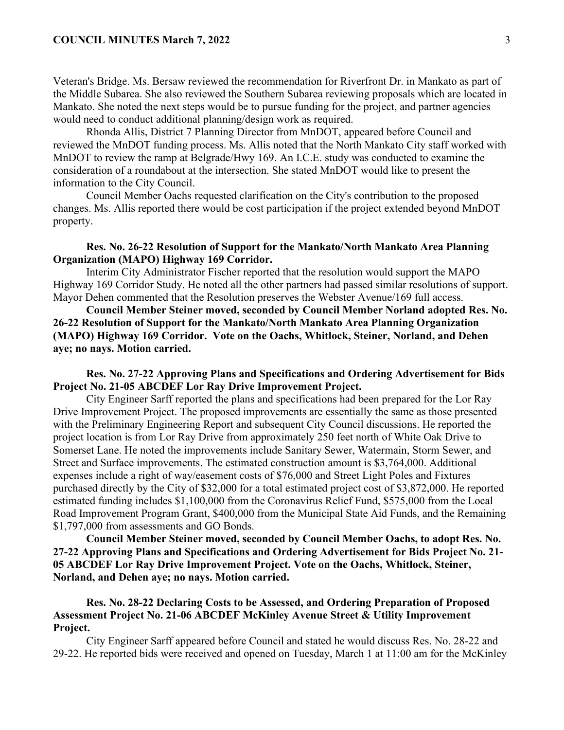Veteran's Bridge. Ms. Bersaw reviewed the recommendation for Riverfront Dr. in Mankato as part of the Middle Subarea. She also reviewed the Southern Subarea reviewing proposals which are located in Mankato. She noted the next steps would be to pursue funding for the project, and partner agencies would need to conduct additional planning/design work as required.

Rhonda Allis, District 7 Planning Director from MnDOT, appeared before Council and reviewed the MnDOT funding process. Ms. Allis noted that the North Mankato City staff worked with MnDOT to review the ramp at Belgrade/Hwy 169. An I.C.E. study was conducted to examine the consideration of a roundabout at the intersection. She stated MnDOT would like to present the information to the City Council.

Council Member Oachs requested clarification on the City's contribution to the proposed changes. Ms. Allis reported there would be cost participation if the project extended beyond MnDOT property.

**Res. No. 26-22 Resolution of Support for the Mankato/North Mankato Area Planning Organization (MAPO) Highway 169 Corridor.**

Interim City Administrator Fischer reported that the resolution would support the MAPO Highway 169 Corridor Study. He noted all the other partners had passed similar resolutions of support. Mayor Dehen commented that the Resolution preserves the Webster Avenue/169 full access.

**Council Member Steiner moved, seconded by Council Member Norland adopted Res. No. 26-22 Resolution of Support for the Mankato/North Mankato Area Planning Organization (MAPO) Highway 169 Corridor. Vote on the Oachs, Whitlock, Steiner, Norland, and Dehen aye; no nays. Motion carried.**

**Res. No. 27-22 Approving Plans and Specifications and Ordering Advertisement for Bids Project No. 21-05 ABCDEF Lor Ray Drive Improvement Project.**

City Engineer Sarff reported the plans and specifications had been prepared for the Lor Ray Drive Improvement Project. The proposed improvements are essentially the same as those presented with the Preliminary Engineering Report and subsequent City Council discussions. He reported the project location is from Lor Ray Drive from approximately 250 feet north of White Oak Drive to Somerset Lane. He noted the improvements include Sanitary Sewer, Watermain, Storm Sewer, and Street and Surface improvements. The estimated construction amount is \$3,764,000. Additional expenses include a right of way/easement costs of \$76,000 and Street Light Poles and Fixtures purchased directly by the City of \$32,000 for a total estimated project cost of \$3,872,000. He reported estimated funding includes \$1,100,000 from the Coronavirus Relief Fund, \$575,000 from the Local Road Improvement Program Grant, \$400,000 from the Municipal State Aid Funds, and the Remaining \$1,797,000 from assessments and GO Bonds.

**Council Member Steiner moved, seconded by Council Member Oachs, to adopt Res. No. 27-22 Approving Plans and Specifications and Ordering Advertisement for Bids Project No. 21-05 ABCDEF Lor Ray Drive Improvement Project. Vote on the Oachs, Whitlock, Steiner, Norland, and Dehen aye; no nays. Motion carried.**

**Res. No. 28-22 Declaring Costs to be Assessed, and Ordering Preparation of Proposed Assessment Project No. 21-06 ABCDEF McKinley Avenue Street & Utility Improvement Project.**

City Engineer Sarff appeared before Council and stated he would discuss Res. No. 28-22 and 29-22. He reported bids were received and opened on Tuesday, March 1 at 11:00 am for the McKinley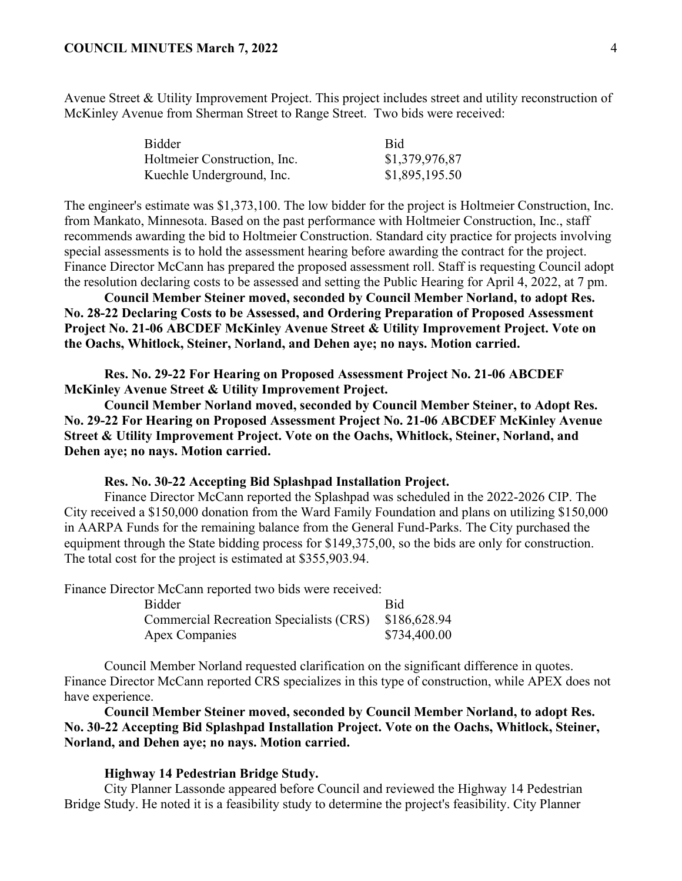Avenue Street & Utility Improvement Project. This project includes street and utility reconstruction of McKinley Avenue from Sherman Street to Range Street. Two bids were received:

| Bidder | Bid |
|---|---|
| Holtmeier Construction, Inc. | $1,379,976,87 |
| Kuechle Underground, Inc. | $1,895,195.50 |

The engineer's estimate was $1,373,100. The low bidder for the project is Holtmeier Construction, Inc. from Mankato, Minnesota. Based on the past performance with Holtmeier Construction, Inc., staff recommends awarding the bid to Holtmeier Construction. Standard city practice for projects involving special assessments is to hold the assessment hearing before awarding the contract for the project. Finance Director McCann has prepared the proposed assessment roll. Staff is requesting Council adopt the resolution declaring costs to be assessed and setting the Public Hearing for April 4, 2022, at 7 pm.

**Council Member Steiner moved, seconded by Council Member Norland, to adopt Res. No. 28-22 Declaring Costs to be Assessed, and Ordering Preparation of Proposed Assessment Project No. 21-06 ABCDEF McKinley Avenue Street & Utility Improvement Project. Vote on the Oachs, Whitlock, Steiner, Norland, and Dehen aye; no nays. Motion carried.**

**Res. No. 29-22 For Hearing on Proposed Assessment Project No. 21-06 ABCDEF McKinley Avenue Street & Utility Improvement Project.**

**Council Member Norland moved, seconded by Council Member Steiner, to Adopt Res. No. 29-22 For Hearing on Proposed Assessment Project No. 21-06 ABCDEF McKinley Avenue Street & Utility Improvement Project. Vote on the Oachs, Whitlock, Steiner, Norland, and Dehen aye; no nays. Motion carried.**

**Res. No. 30-22 Accepting Bid Splashpad Installation Project.**

Finance Director McCann reported the Splashpad was scheduled in the 2022-2026 CIP. The City received a $150,000 donation from the Ward Family Foundation and plans on utilizing $150,000 in AARPA Funds for the remaining balance from the General Fund-Parks. The City purchased the equipment through the State bidding process for $149,375,00, so the bids are only for construction. The total cost for the project is estimated at $355,903.94.

Finance Director McCann reported two bids were received:

| Bidder | Bid |
|---|---|
| Commercial Recreation Specialists (CRS) | $186,628.94 |
| Apex Companies | $734,400.00 |

Council Member Norland requested clarification on the significant difference in quotes. Finance Director McCann reported CRS specializes in this type of construction, while APEX does not have experience.

**Council Member Steiner moved, seconded by Council Member Norland, to adopt Res. No. 30-22 Accepting Bid Splashpad Installation Project. Vote on the Oachs, Whitlock, Steiner, Norland, and Dehen aye; no nays. Motion carried.**

**Highway 14 Pedestrian Bridge Study.**

City Planner Lassonde appeared before Council and reviewed the Highway 14 Pedestrian Bridge Study. He noted it is a feasibility study to determine the project's feasibility. City Planner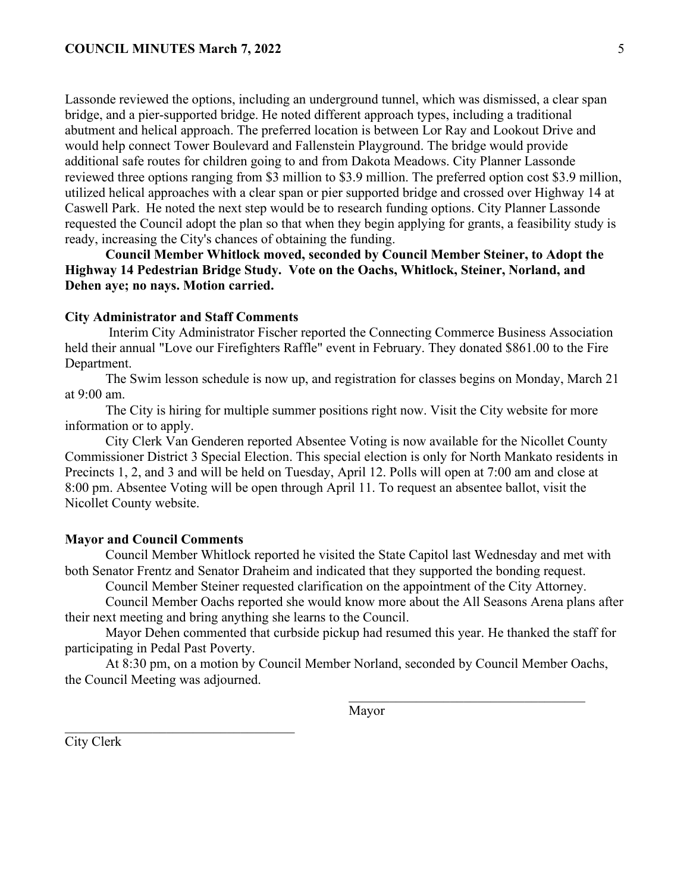Lassonde reviewed the options, including an underground tunnel, which was dismissed, a clear span bridge, and a pier-supported bridge. He noted different approach types, including a traditional abutment and helical approach. The preferred location is between Lor Ray and Lookout Drive and would help connect Tower Boulevard and Fallenstein Playground. The bridge would provide additional safe routes for children going to and from Dakota Meadows. City Planner Lassonde reviewed three options ranging from $3 million to $3.9 million. The preferred option cost $3.9 million, utilized helical approaches with a clear span or pier supported bridge and crossed over Highway 14 at Caswell Park. He noted the next step would be to research funding options. City Planner Lassonde requested the Council adopt the plan so that when they begin applying for grants, a feasibility study is ready, increasing the City's chances of obtaining the funding.

**Council Member Whitlock moved, seconded by Council Member Steiner, to Adopt the Highway 14 Pedestrian Bridge Study. Vote on the Oachs, Whitlock, Steiner, Norland, and Dehen aye; no nays. Motion carried.**

**City Administrator and Staff Comments**

Interim City Administrator Fischer reported the Connecting Commerce Business Association held their annual "Love our Firefighters Raffle" event in February. They donated $861.00 to the Fire Department.

The Swim lesson schedule is now up, and registration for classes begins on Monday, March 21 at 9:00 am.

The City is hiring for multiple summer positions right now. Visit the City website for more information or to apply.

City Clerk Van Genderen reported Absentee Voting is now available for the Nicollet County Commissioner District 3 Special Election. This special election is only for North Mankato residents in Precincts 1, 2, and 3 and will be held on Tuesday, April 12. Polls will open at 7:00 am and close at 8:00 pm. Absentee Voting will be open through April 11. To request an absentee ballot, visit the Nicollet County website.

**Mayor and Council Comments**

Council Member Whitlock reported he visited the State Capitol last Wednesday and met with both Senator Frentz and Senator Draheim and indicated that they supported the bonding request.

Council Member Steiner requested clarification on the appointment of the City Attorney.

Council Member Oachs reported she would know more about the All Seasons Arena plans after their next meeting and bring anything she learns to the Council.

Mayor Dehen commented that curbside pickup had resumed this year. He thanked the staff for participating in Pedal Past Poverty.

At 8:30 pm, on a motion by Council Member Norland, seconded by Council Member Oachs, the Council Meeting was adjourned.

\_\_\_\_\_\_\_\_\_\_\_\_\_\_\_\_\_\_\_\_\_\_\_\_\_\_\_\_\_\_\_\_\_\_\_\_
Mayor

\_\_\_\_\_\_\_\_\_\_\_\_\_\_\_\_\_\_\_\_\_\_\_\_\_\_\_\_\_\_\_\_\_\_\_\_
City Clerk